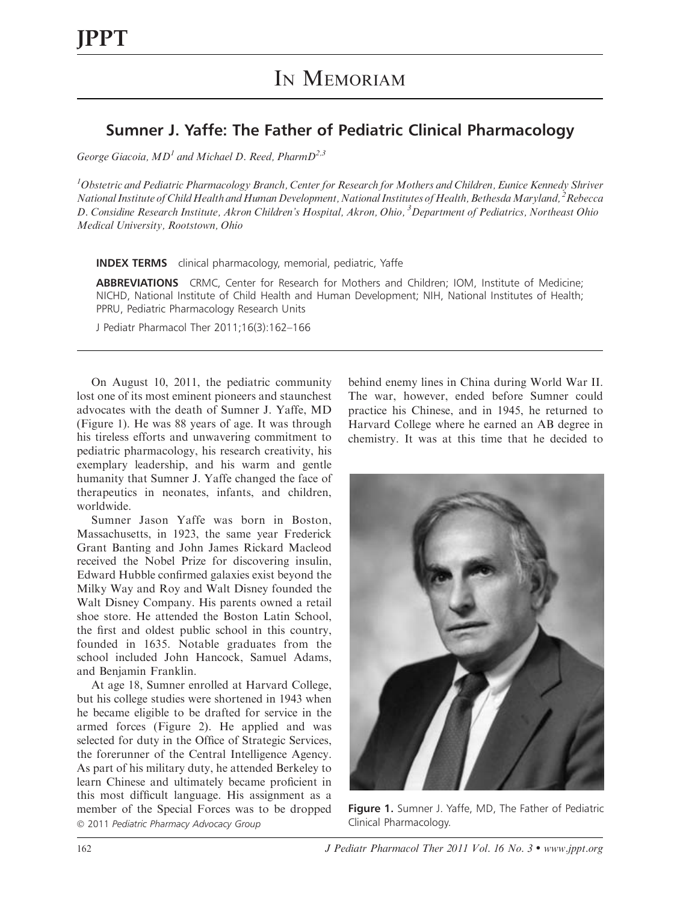# In Memoriam

## Sumner J. Yaffe: The Father of Pediatric Clinical Pharmacology

*George Giacoia, MD[1] and Michael D. Reed, PharmD[2,3]*

*[1]Obstetric and Pediatric Pharmacology Branch, Center for Research for Mothers and Children, Eunice Kennedy Shriver National Institute of Child Health and Human Development, National Institutes of Health, Bethesda Maryland, [2]Rebecca D. Considine Research Institute, Akron Children's Hospital, Akron, Ohio, [3]Department of Pediatrics, Northeast Ohio Medical University, Rootstown, Ohio*

**INDEX TERMS** clinical pharmacology, memorial, pediatric, Yaffe

**ABBREVIATIONS** CRMC, Center for Research for Mothers and Children; IOM, Institute of Medicine; NICHD, National Institute of Child Health and Human Development; NIH, National Institutes of Health; PPRU, Pediatric Pharmacology Research Units

J Pediatr Pharmacol Ther 2011;16(3):162–166

---

On August 10, 2011, the pediatric community lost one of its most eminent pioneers and staunchest advocates with the death of Sumner J. Yaffe, MD (Figure 1). He was 88 years of age. It was through his tireless efforts and unwavering commitment to pediatric pharmacology, his research creativity, his exemplary leadership, and his warm and gentle humanity that Sumner J. Yaffe changed the face of therapeutics in neonates, infants, and children, worldwide.

Sumner Jason Yaffe was born in Boston, Massachusetts, in 1923, the same year Frederick Grant Banting and John James Rickard Macleod received the Nobel Prize for discovering insulin, Edward Hubble confirmed galaxies exist beyond the Milky Way and Roy and Walt Disney founded the Walt Disney Company. His parents owned a retail shoe store. He attended the Boston Latin School, the first and oldest public school in this country, founded in 1635. Notable graduates from the school included John Hancock, Samuel Adams, and Benjamin Franklin.

At age 18, Sumner enrolled at Harvard College, but his college studies were shortened in 1943 when he became eligible to be drafted for service in the armed forces (Figure 2). He applied and was selected for duty in the Office of Strategic Services, the forerunner of the Central Intelligence Agency. As part of his military duty, he attended Berkeley to learn Chinese and ultimately became proficient in this most difficult language. His assignment as a member of the Special Forces was to be dropped behind enemy lines in China during World War II. The war, however, ended before Sumner could practice his Chinese, and in 1945, he returned to Harvard College where he earned an AB degree in chemistry. It was at this time that he decided to

**Figure 1.** Sumner J. Yaffe, MD, The Father of Pediatric Clinical Pharmacology.

© 2011 *Pediatric Pharmacy Advocacy Group*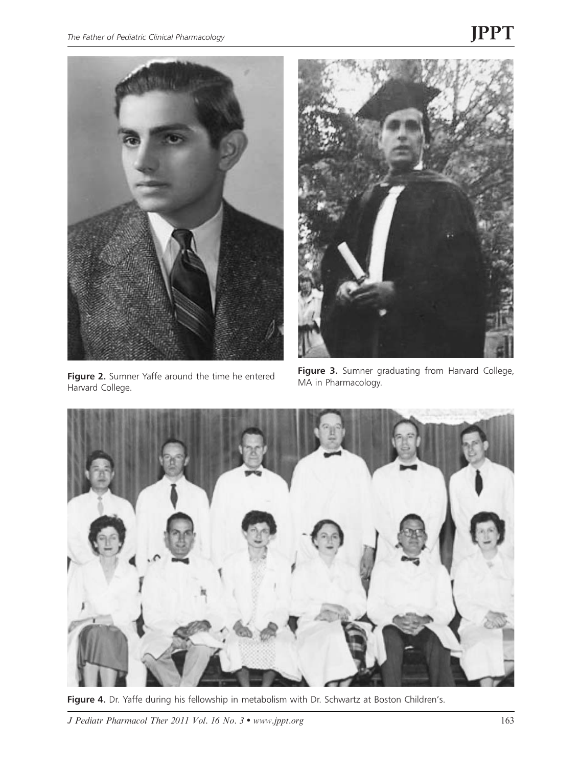Figure 2. Sumner Yaffe around the time he entered Harvard College.

Figure 3. Sumner graduating from Harvard College, MA in Pharmacology.

Figure 4. Dr. Yaffe during his fellowship in metabolism with Dr. Schwartz at Boston Children's.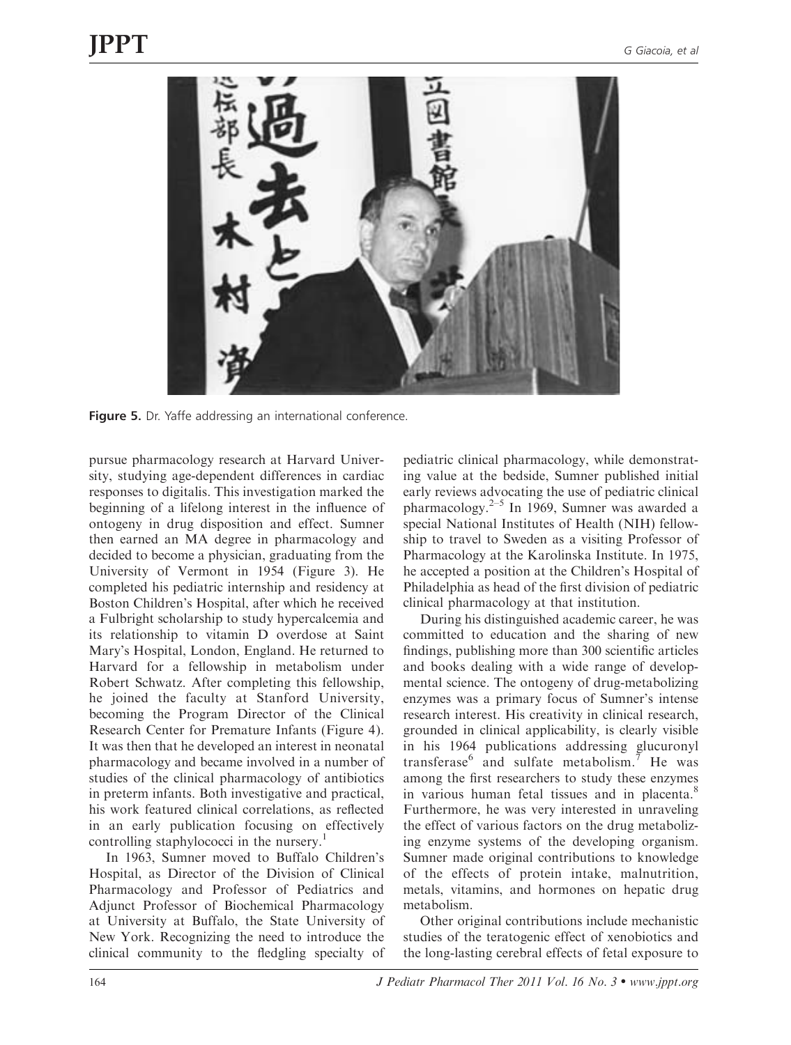Figure 5. Dr. Yaffe addressing an international conference.

pursue pharmacology research at Harvard University, studying age-dependent differences in cardiac responses to digitalis. This investigation marked the beginning of a lifelong interest in the influence of ontogeny in drug disposition and effect. Sumner then earned an MA degree in pharmacology and decided to become a physician, graduating from the University of Vermont in 1954 (Figure 3). He completed his pediatric internship and residency at Boston Children's Hospital, after which he received a Fulbright scholarship to study hypercalcemia and its relationship to vitamin D overdose at Saint Mary's Hospital, London, England. He returned to Harvard for a fellowship in metabolism under Robert Schwatz. After completing this fellowship, he joined the faculty at Stanford University, becoming the Program Director of the Clinical Research Center for Premature Infants (Figure 4). It was then that he developed an interest in neonatal pharmacology and became involved in a number of studies of the clinical pharmacology of antibiotics in preterm infants. Both investigative and practical, his work featured clinical correlations, as reflected in an early publication focusing on effectively controlling staphylococci in the nursery.[1]

In 1963, Sumner moved to Buffalo Children's Hospital, as Director of the Division of Clinical Pharmacology and Professor of Pediatrics and Adjunct Professor of Biochemical Pharmacology at University at Buffalo, the State University of New York. Recognizing the need to introduce the clinical community to the fledgling specialty of pediatric clinical pharmacology, while demonstrating value at the bedside, Sumner published initial early reviews advocating the use of pediatric clinical pharmacology.[2–5] In 1969, Sumner was awarded a special National Institutes of Health (NIH) fellowship to travel to Sweden as a visiting Professor of Pharmacology at the Karolinska Institute. In 1975, he accepted a position at the Children's Hospital of Philadelphia as head of the first division of pediatric clinical pharmacology at that institution.

During his distinguished academic career, he was committed to education and the sharing of new findings, publishing more than 300 scientific articles and books dealing with a wide range of developmental science. The ontogeny of drug-metabolizing enzymes was a primary focus of Sumner's intense research interest. His creativity in clinical research, grounded in clinical applicability, is clearly visible in his 1964 publications addressing glucuronyl transferase[6] and sulfate metabolism.[7] He was among the first researchers to study these enzymes in various human fetal tissues and in placenta.[8] Furthermore, he was very interested in unraveling the effect of various factors on the drug metabolizing enzyme systems of the developing organism. Sumner made original contributions to knowledge of the effects of protein intake, malnutrition, metals, vitamins, and hormones on hepatic drug metabolism.

Other original contributions include mechanistic studies of the teratogenic effect of xenobiotics and the long-lasting cerebral effects of fetal exposure to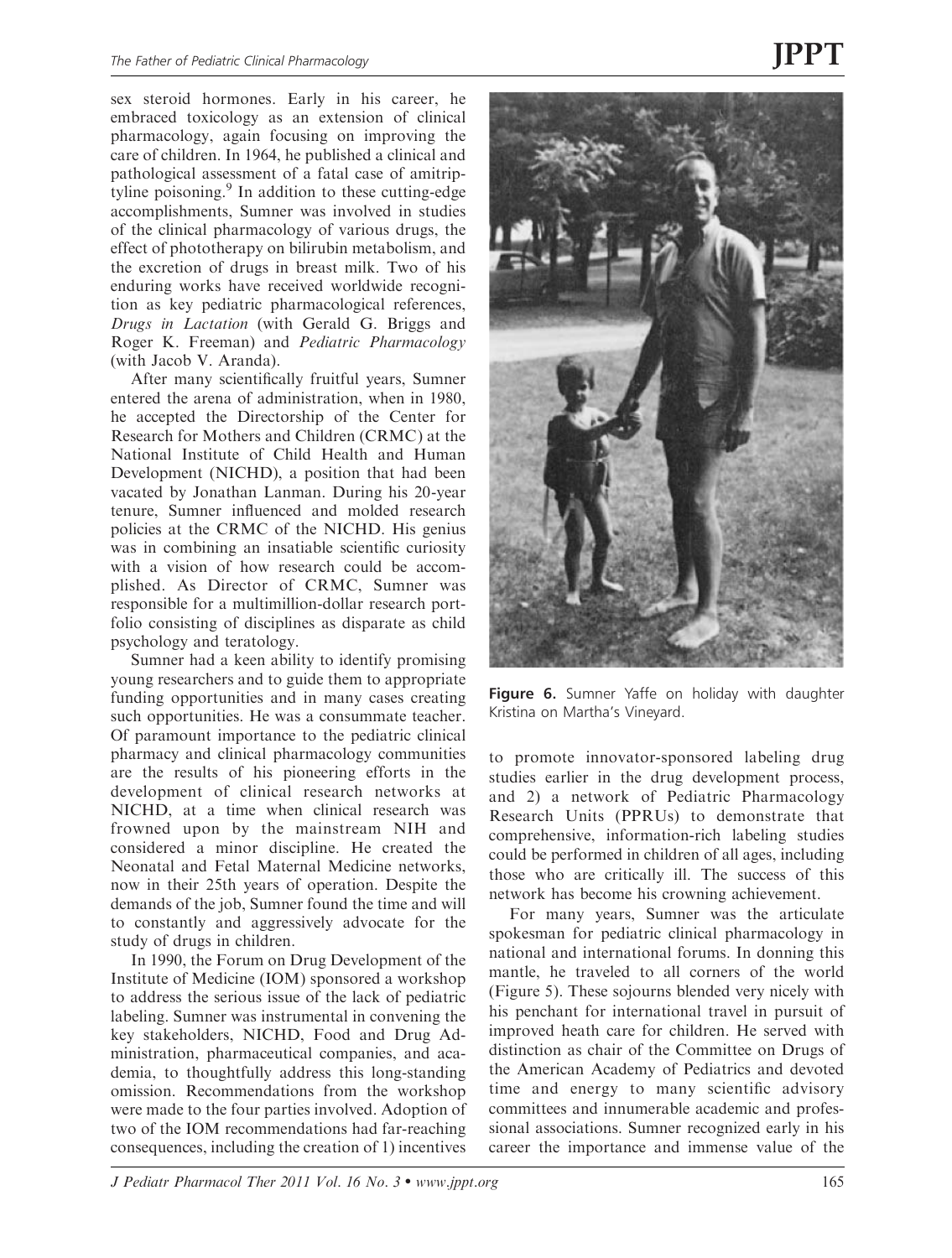sex steroid hormones. Early in his career, he embraced toxicology as an extension of clinical pharmacology, again focusing on improving the care of children. In 1964, he published a clinical and pathological assessment of a fatal case of amitriptyline poisoning.[9] In addition to these cutting-edge accomplishments, Sumner was involved in studies of the clinical pharmacology of various drugs, the effect of phototherapy on bilirubin metabolism, and the excretion of drugs in breast milk. Two of his enduring works have received worldwide recognition as key pediatric pharmacological references, *Drugs in Lactation* (with Gerald G. Briggs and Roger K. Freeman) and *Pediatric Pharmacology* (with Jacob V. Aranda).

After many scientifically fruitful years, Sumner entered the arena of administration, when in 1980, he accepted the Directorship of the Center for Research for Mothers and Children (CRMC) at the National Institute of Child Health and Human Development (NICHD), a position that had been vacated by Jonathan Lanman. During his 20-year tenure, Sumner influenced and molded research policies at the CRMC of the NICHD. His genius was in combining an insatiable scientific curiosity with a vision of how research could be accomplished. As Director of CRMC, Sumner was responsible for a multimillion-dollar research portfolio consisting of disciplines as disparate as child psychology and teratology.

Sumner had a keen ability to identify promising young researchers and to guide them to appropriate funding opportunities and in many cases creating such opportunities. He was a consummate teacher. Of paramount importance to the pediatric clinical pharmacy and clinical pharmacology communities are the results of his pioneering efforts in the development of clinical research networks at NICHD, at a time when clinical research was frowned upon by the mainstream NIH and considered a minor discipline. He created the Neonatal and Fetal Maternal Medicine networks, now in their 25th years of operation. Despite the demands of the job, Sumner found the time and will to constantly and aggressively advocate for the study of drugs in children.

In 1990, the Forum on Drug Development of the Institute of Medicine (IOM) sponsored a workshop to address the serious issue of the lack of pediatric labeling. Sumner was instrumental in convening the key stakeholders, NICHD, Food and Drug Administration, pharmaceutical companies, and academia, to thoughtfully address this long-standing omission. Recommendations from the workshop were made to the four parties involved. Adoption of two of the IOM recommendations had far-reaching consequences, including the creation of 1) incentives to promote innovator-sponsored labeling drug studies earlier in the drug development process, and 2) a network of Pediatric Pharmacology Research Units (PPRUs) to demonstrate that comprehensive, information-rich labeling studies could be performed in children of all ages, including those who are critically ill. The success of this network has become his crowning achievement.

**Figure 6.** Sumner Yaffe on holiday with daughter Kristina on Martha's Vineyard.

For many years, Sumner was the articulate spokesman for pediatric clinical pharmacology in national and international forums. In donning this mantle, he traveled to all corners of the world (Figure 5). These sojourns blended very nicely with his penchant for international travel in pursuit of improved heath care for children. He served with distinction as chair of the Committee on Drugs of the American Academy of Pediatrics and devoted time and energy to many scientific advisory committees and innumerable academic and professional associations. Sumner recognized early in his career the importance and immense value of the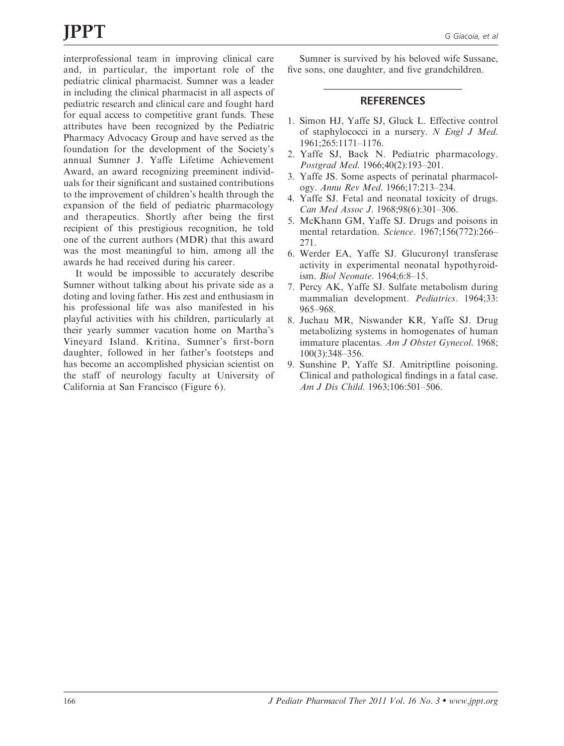interprofessional team in improving clinical care and, in particular, the important role of the pediatric clinical pharmacist. Sumner was a leader in including the clinical pharmacist in all aspects of pediatric research and clinical care and fought hard for equal access to competitive grant funds. These attributes have been recognized by the Pediatric Pharmacy Advocacy Group and have served as the foundation for the development of the Society's annual Sumner J. Yaffe Lifetime Achievement Award, an award recognizing preeminent individuals for their significant and sustained contributions to the improvement of children's health through the expansion of the field of pediatric pharmacology and therapeutics. Shortly after being the first recipient of this prestigious recognition, he told one of the current authors (MDR) that this award was the most meaningful to him, among all the awards he had received during his career.

It would be impossible to accurately describe Sumner without talking about his private side as a doting and loving father. His zest and enthusiasm in his professional life was also manifested in his playful activities with his children, particularly at their yearly summer vacation home on Martha's Vineyard Island. Kritina, Sumner's first-born daughter, followed in her father's footsteps and has become an accomplished physician scientist on the staff of neurology faculty at University of California at San Francisco (Figure 6).

Sumner is survived by his beloved wife Sussane, five sons, one daughter, and five grandchildren.

## REFERENCES

1. Simon HJ, Yaffe SJ, Gluck L. Effective control of staphylococci in a nursery. *N Engl J Med*. 1961;265:1171–1176.
2. Yaffe SJ, Back N. Pediatric pharmacology. *Postgrad Med*. 1966;40(2):193–201.
3. Yaffe JS. Some aspects of perinatal pharmacology. *Annu Rev Med*. 1966;17:213–234.
4. Yaffe SJ. Fetal and neonatal toxicity of drugs. *Can Med Assoc J*. 1968;98(6):301–306.
5. McKhann GM, Yaffe SJ. Drugs and poisons in mental retardation. *Science*. 1967;156(772):266–271.
6. Werder EA, Yaffe SJ. Glucuronyl transferase activity in experimental neonatal hypothyroidism. *Biol Neonate*. 1964;6:8–15.
7. Percy AK, Yaffe SJ. Sulfate metabolism during mammalian development. *Pediatrics*. 1964;33: 965–968.
8. Juchau MR, Niswander KR, Yaffe SJ. Drug metabolizing systems in homogenates of human immature placentas. *Am J Obstet Gynecol*. 1968; 100(3):348–356.
9. Sunshine P, Yaffe SJ. Amitriptline poisoning. Clinical and pathological findings in a fatal case. *Am J Dis Child*. 1963;106:501–506.